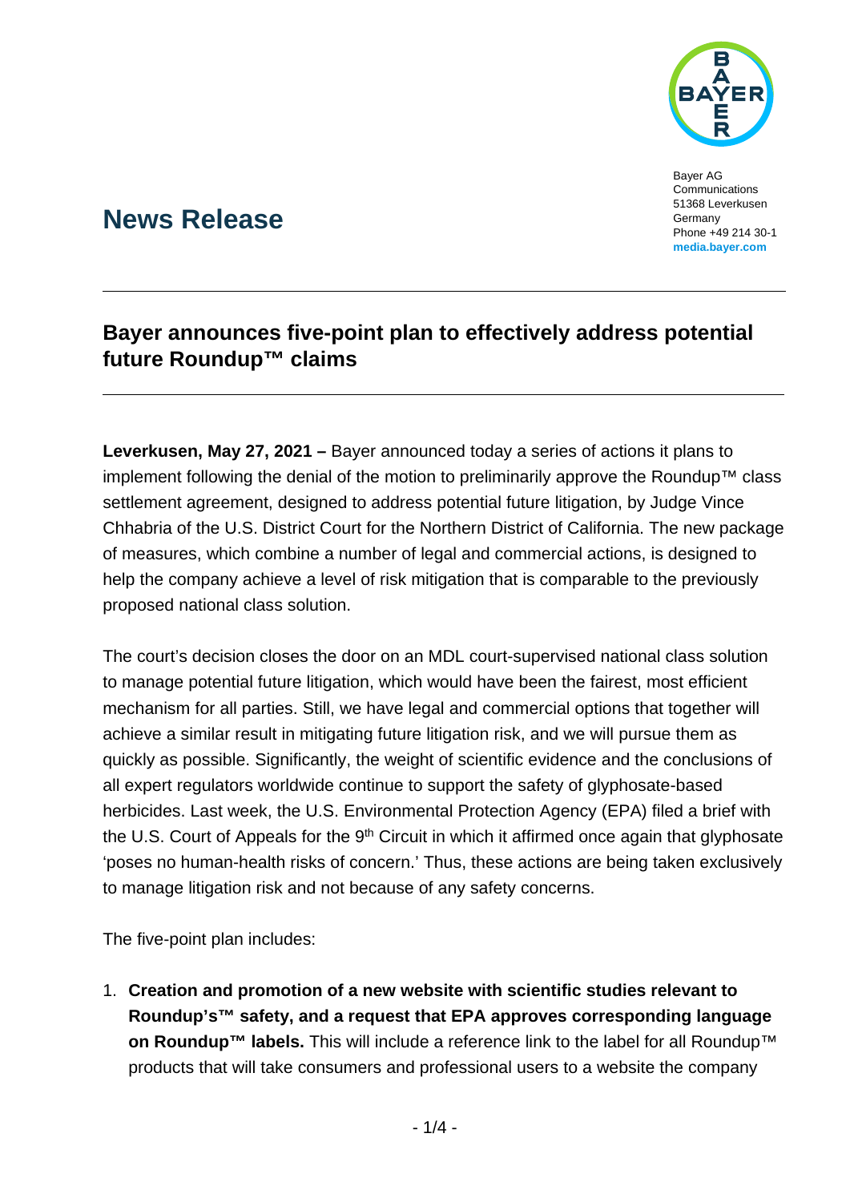Bayer AG
Communications
51368 Leverkusen
Germany
Phone +49 214 30-1
**media.bayer.com**

# News Release

## Bayer announces five-point plan to effectively address potential future Roundup™ claims

**Leverkusen, May 27, 2021 –** Bayer announced today a series of actions it plans to implement following the denial of the motion to preliminarily approve the Roundup™ class settlement agreement, designed to address potential future litigation, by Judge Vince Chhabria of the U.S. District Court for the Northern District of California. The new package of measures, which combine a number of legal and commercial actions, is designed to help the company achieve a level of risk mitigation that is comparable to the previously proposed national class solution.

The court's decision closes the door on an MDL court-supervised national class solution to manage potential future litigation, which would have been the fairest, most efficient mechanism for all parties. Still, we have legal and commercial options that together will achieve a similar result in mitigating future litigation risk, and we will pursue them as quickly as possible. Significantly, the weight of scientific evidence and the conclusions of all expert regulators worldwide continue to support the safety of glyphosate-based herbicides. Last week, the U.S. Environmental Protection Agency (EPA) filed a brief with the U.S. Court of Appeals for the 9th Circuit in which it affirmed once again that glyphosate 'poses no human-health risks of concern.' Thus, these actions are being taken exclusively to manage litigation risk and not because of any safety concerns.

The five-point plan includes:

1. **Creation and promotion of a new website with scientific studies relevant to Roundup's™ safety, and a request that EPA approves corresponding language on Roundup™ labels.** This will include a reference link to the label for all Roundup™ products that will take consumers and professional users to a website the company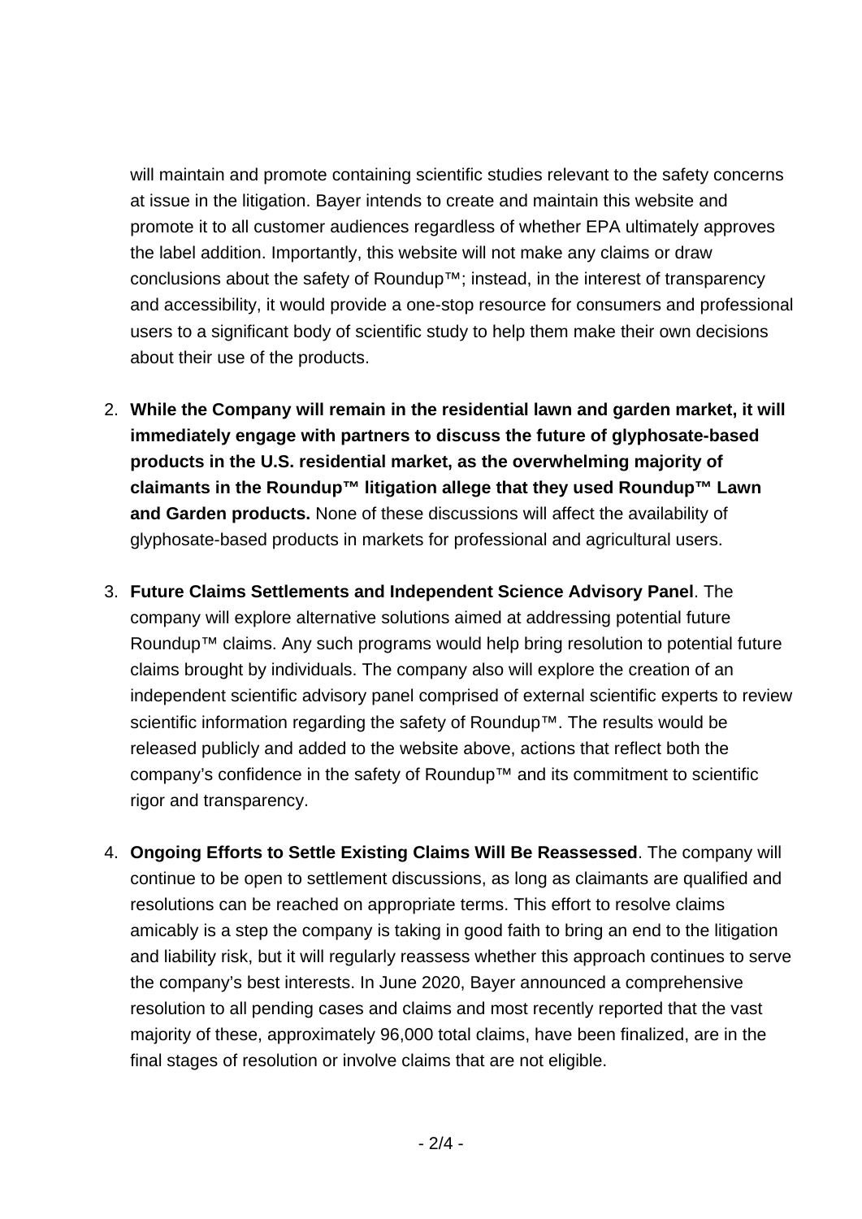will maintain and promote containing scientific studies relevant to the safety concerns at issue in the litigation. Bayer intends to create and maintain this website and promote it to all customer audiences regardless of whether EPA ultimately approves the label addition. Importantly, this website will not make any claims or draw conclusions about the safety of Roundup™; instead, in the interest of transparency and accessibility, it would provide a one-stop resource for consumers and professional users to a significant body of scientific study to help them make their own decisions about their use of the products.

2. **While the Company will remain in the residential lawn and garden market, it will immediately engage with partners to discuss the future of glyphosate-based products in the U.S. residential market, as the overwhelming majority of claimants in the Roundup™ litigation allege that they used Roundup™ Lawn and Garden products.** None of these discussions will affect the availability of glyphosate-based products in markets for professional and agricultural users.

3. **Future Claims Settlements and Independent Science Advisory Panel**. The company will explore alternative solutions aimed at addressing potential future Roundup™ claims. Any such programs would help bring resolution to potential future claims brought by individuals. The company also will explore the creation of an independent scientific advisory panel comprised of external scientific experts to review scientific information regarding the safety of Roundup™. The results would be released publicly and added to the website above, actions that reflect both the company's confidence in the safety of Roundup™ and its commitment to scientific rigor and transparency.

4. **Ongoing Efforts to Settle Existing Claims Will Be Reassessed**. The company will continue to be open to settlement discussions, as long as claimants are qualified and resolutions can be reached on appropriate terms. This effort to resolve claims amicably is a step the company is taking in good faith to bring an end to the litigation and liability risk, but it will regularly reassess whether this approach continues to serve the company's best interests. In June 2020, Bayer announced a comprehensive resolution to all pending cases and claims and most recently reported that the vast majority of these, approximately 96,000 total claims, have been finalized, are in the final stages of resolution or involve claims that are not eligible.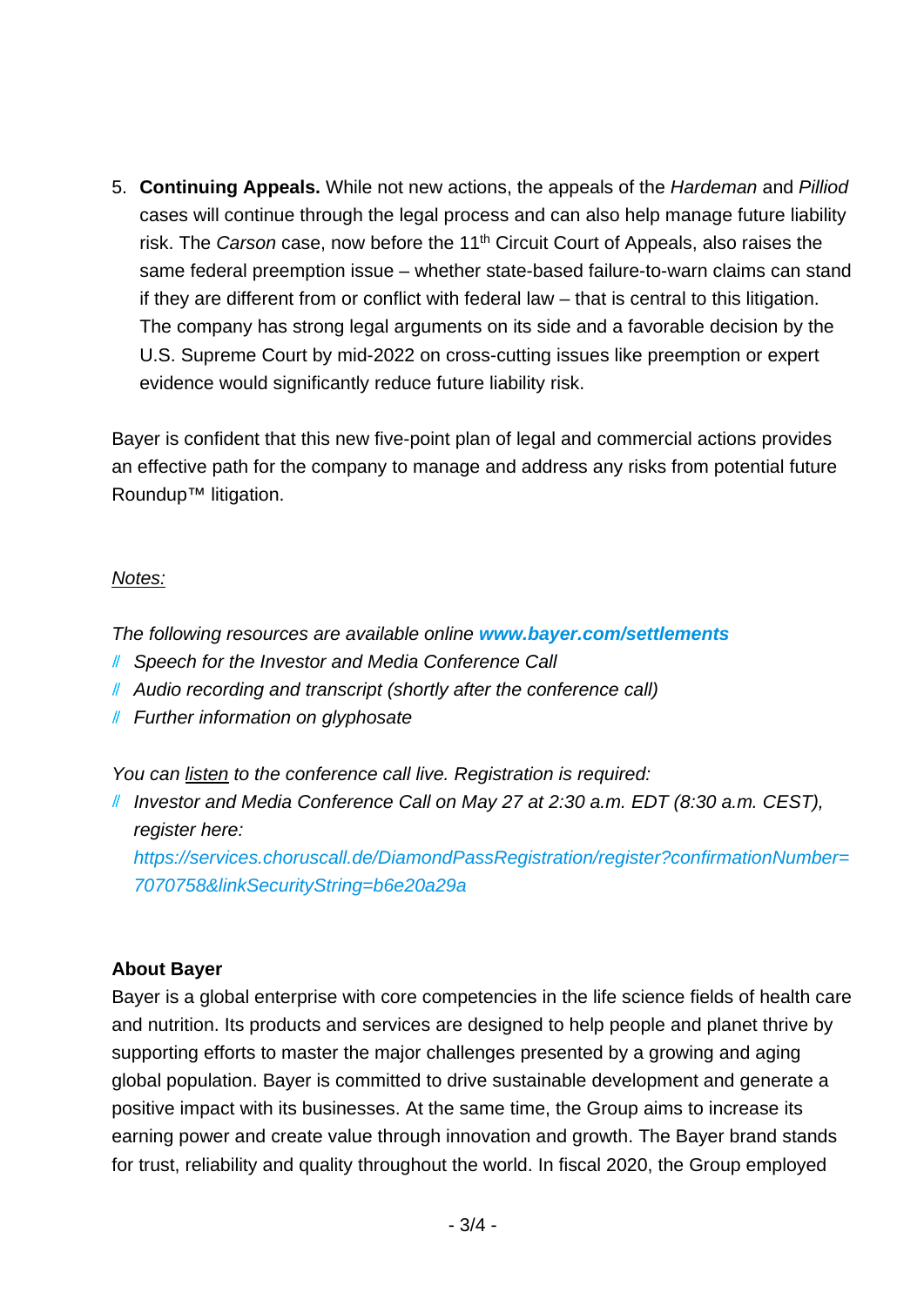5. **Continuing Appeals.** While not new actions, the appeals of the *Hardeman* and *Pilliod* cases will continue through the legal process and can also help manage future liability risk. The *Carson* case, now before the $11^{th}$ Circuit Court of Appeals, also raises the same federal preemption issue – whether state-based failure-to-warn claims can stand if they are different from or conflict with federal law – that is central to this litigation. The company has strong legal arguments on its side and a favorable decision by the U.S. Supreme Court by mid-2022 on cross-cutting issues like preemption or expert evidence would significantly reduce future liability risk.

Bayer is confident that this new five-point plan of legal and commercial actions provides an effective path for the company to manage and address any risks from potential future Roundup™ litigation.

*Notes:*

*The following resources are available online* ***www.bayer.com/settlements***

- *Speech for the Investor and Media Conference Call*
- *Audio recording and transcript (shortly after the conference call)*
- *Further information on glyphosate*

*You can listen to the conference call live. Registration is required:*

- *Investor and Media Conference Call on May 27 at 2:30 a.m. EDT (8:30 a.m. CEST), register here:*
  *https://services.choruscall.de/DiamondPassRegistration/register?confirmationNumber=7070758&linkSecurityString=b6e20a29a*

**About Bayer**

Bayer is a global enterprise with core competencies in the life science fields of health care and nutrition. Its products and services are designed to help people and planet thrive by supporting efforts to master the major challenges presented by a growing and aging global population. Bayer is committed to drive sustainable development and generate a positive impact with its businesses. At the same time, the Group aims to increase its earning power and create value through innovation and growth. The Bayer brand stands for trust, reliability and quality throughout the world. In fiscal 2020, the Group employed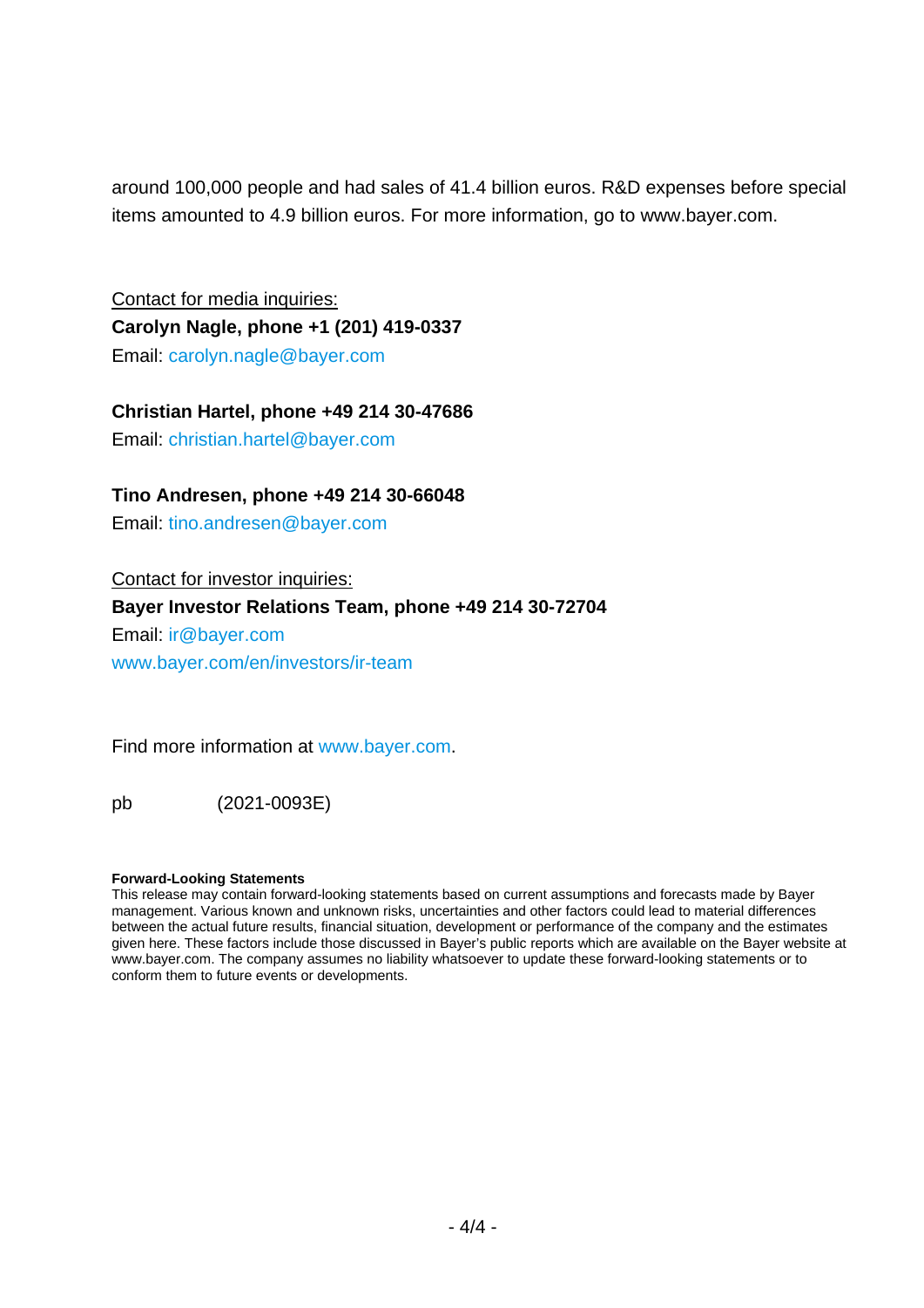around 100,000 people and had sales of 41.4 billion euros. R&D expenses before special items amounted to 4.9 billion euros. For more information, go to www.bayer.com.

Contact for media inquiries:

**Carolyn Nagle, phone +1 (201) 419-0337**
Email: carolyn.nagle@bayer.com

**Christian Hartel, phone +49 214 30-47686**
Email: christian.hartel@bayer.com

**Tino Andresen, phone +49 214 30-66048**
Email: tino.andresen@bayer.com

Contact for investor inquiries:

**Bayer Investor Relations Team, phone +49 214 30-72704**
Email: ir@bayer.com
www.bayer.com/en/investors/ir-team

Find more information at www.bayer.com.

pb (2021-0093E)

**Forward-Looking Statements**

This release may contain forward-looking statements based on current assumptions and forecasts made by Bayer management. Various known and unknown risks, uncertainties and other factors could lead to material differences between the actual future results, financial situation, development or performance of the company and the estimates given here. These factors include those discussed in Bayer's public reports which are available on the Bayer website at www.bayer.com. The company assumes no liability whatsoever to update these forward-looking statements or to conform them to future events or developments.